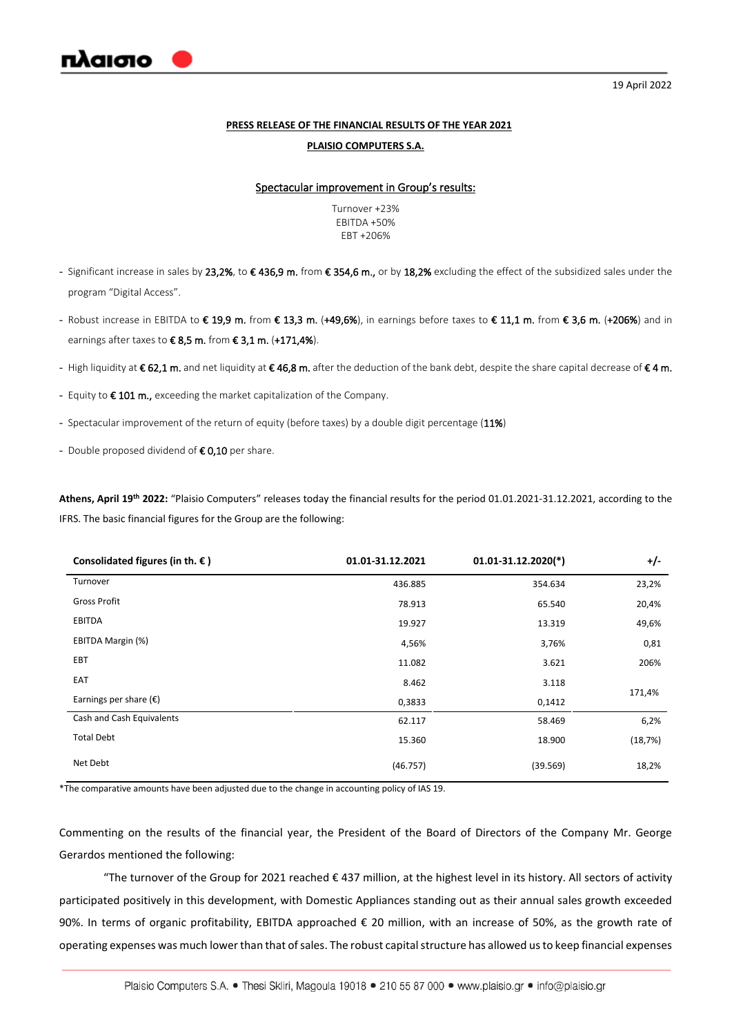19 April 2022

**PRESS RELEASE OF THE FINANCIAL RESULTS OF THE YEAR 2021**

**PLAISIO COMPUTERS S.A.**

Spectacular improvement in Group's results:

Turnover +23%
EBITDA +50%
EBT +206%

- Significant increase in sales by **23,2%**, to **€ 436,9 m.** from **€ 354,6 m.**, or by **18,2%** excluding the effect of the subsidized sales under the program "Digital Access".
- Robust increase in EBITDA to **€ 19,9 m.** from **€ 13,3 m.** (**+49,6%**), in earnings before taxes to **€ 11,1 m.** from **€ 3,6 m.** (**+206%**) and in earnings after taxes to **€ 8,5 m.** from **€ 3,1 m.** (**+171,4%**).
- High liquidity at **€ 62,1 m.** and net liquidity at **€ 46,8 m.** after the deduction of the bank debt, despite the share capital decrease of **€ 4 m.**
- Equity to **€ 101 m.,** exceeding the market capitalization of the Company.
- Spectacular improvement of the return of equity (before taxes) by a double digit percentage (**11%**)
- Double proposed dividend of **€ 0,10** per share.

**Athens, April 19th 2022:** "Plaisio Computers" releases today the financial results for the period 01.01.2021-31.12.2021, according to the IFRS. The basic financial figures for the Group are the following:

| Consolidated figures (in th. €) | 01.01-31.12.2021 | 01.01-31.12.2020(*) | +/- |
|---|---|---|---|
| Turnover | 436.885 | 354.634 | 23,2% |
| Gross Profit | 78.913 | 65.540 | 20,4% |
| EBITDA | 19.927 | 13.319 | 49,6% |
| EBITDA Margin (%) | 4,56% | 3,76% | 0,81 |
| EBT | 11.082 | 3.621 | 206% |
| EAT | 8.462 | 3.118 | 171,4% |
| Earnings per share (€) | 0,3833 | 0,1412 | |
| Cash and Cash Equivalents | 62.117 | 58.469 | 6,2% |
| Total Debt | 15.360 | 18.900 | (18,7%) |
| Net Debt | (46.757) | (39.569) | 18,2% |

*The comparative amounts have been adjusted due to the change in accounting policy of IAS 19.

Commenting on the results of the financial year, the President of the Board of Directors of the Company Mr. George Gerardos mentioned the following:

"The turnover of the Group for 2021 reached € 437 million, at the highest level in its history. All sectors of activity participated positively in this development, with Domestic Appliances standing out as their annual sales growth exceeded 90%. In terms of organic profitability, EBITDA approached € 20 million, with an increase of 50%, as the growth rate of operating expenses was much lower than that of sales. The robust capital structure has allowed us to keep financial expenses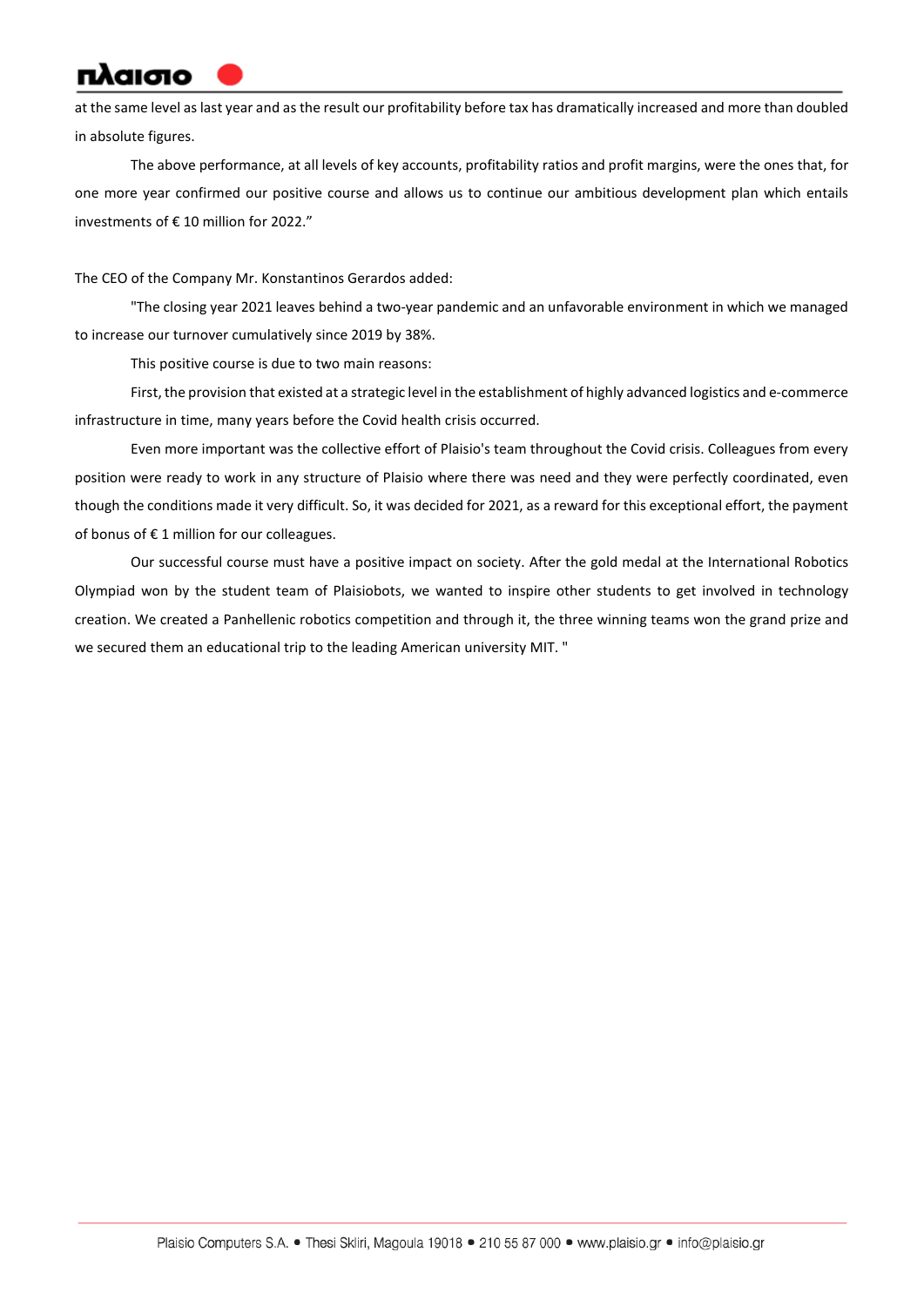at the same level as last year and as the result our profitability before tax has dramatically increased and more than doubled in absolute figures.

The above performance, at all levels of key accounts, profitability ratios and profit margins, were the ones that, for one more year confirmed our positive course and allows us to continue our ambitious development plan which entails investments of € 10 million for 2022."

The CEO of the Company Mr. Konstantinos Gerardos added:

"The closing year 2021 leaves behind a two-year pandemic and an unfavorable environment in which we managed to increase our turnover cumulatively since 2019 by 38%.

This positive course is due to two main reasons:

First, the provision that existed at a strategic level in the establishment of highly advanced logistics and e-commerce infrastructure in time, many years before the Covid health crisis occurred.

Even more important was the collective effort of Plaisio's team throughout the Covid crisis. Colleagues from every position were ready to work in any structure of Plaisio where there was need and they were perfectly coordinated, even though the conditions made it very difficult. So, it was decided for 2021, as a reward for this exceptional effort, the payment of bonus of € 1 million for our colleagues.

Our successful course must have a positive impact on society. After the gold medal at the International Robotics Olympiad won by the student team of Plaisiobots, we wanted to inspire other students to get involved in technology creation. We created a Panhellenic robotics competition and through it, the three winning teams won the grand prize and we secured them an educational trip to the leading American university MIT. "